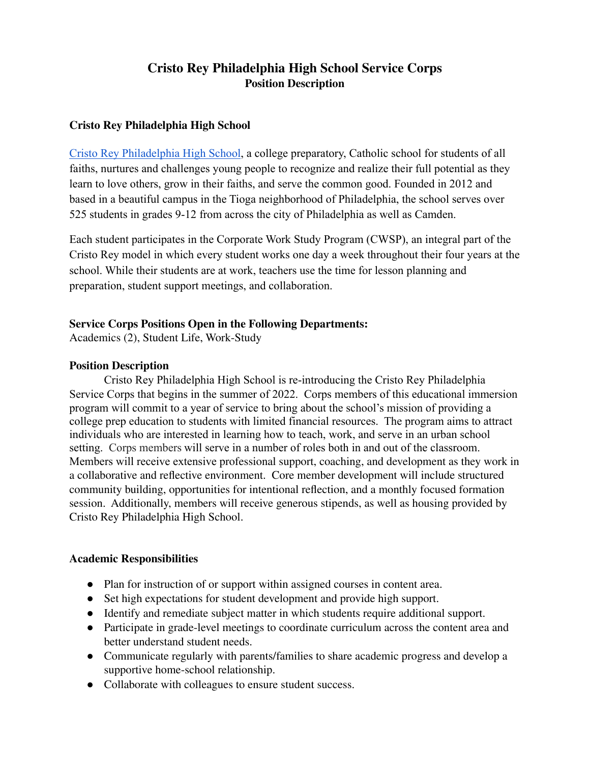# Cristo Rey Philadelphia High School Service Corps

## Position Description

### Cristo Rey Philadelphia High School

[Cristo Rey Philadelphia High School](#), a college preparatory, Catholic school for students of all faiths, nurtures and challenges young people to recognize and realize their full potential as they learn to love others, grow in their faiths, and serve the common good. Founded in 2012 and based in a beautiful campus in the Tioga neighborhood of Philadelphia, the school serves over 525 students in grades 9-12 from across the city of Philadelphia as well as Camden.

Each student participates in the Corporate Work Study Program (CWSP), an integral part of the Cristo Rey model in which every student works one day a week throughout their four years at the school. While their students are at work, teachers use the time for lesson planning and preparation, student support meetings, and collaboration.

### Service Corps Positions Open in the Following Departments:

Academics (2), Student Life, Work-Study

### Position Description

Cristo Rey Philadelphia High School is re-introducing the Cristo Rey Philadelphia Service Corps that begins in the summer of 2022. Corps members of this educational immersion program will commit to a year of service to bring about the school's mission of providing a college prep education to students with limited financial resources. The program aims to attract individuals who are interested in learning how to teach, work, and serve in an urban school setting. Corps members will serve in a number of roles both in and out of the classroom. Members will receive extensive professional support, coaching, and development as they work in a collaborative and reflective environment. Core member development will include structured community building, opportunities for intentional reflection, and a monthly focused formation session. Additionally, members will receive generous stipends, as well as housing provided by Cristo Rey Philadelphia High School.

### Academic Responsibilities

- Plan for instruction of or support within assigned courses in content area.
- Set high expectations for student development and provide high support.
- Identify and remediate subject matter in which students require additional support.
- Participate in grade-level meetings to coordinate curriculum across the content area and better understand student needs.
- Communicate regularly with parents/families to share academic progress and develop a supportive home-school relationship.
- Collaborate with colleagues to ensure student success.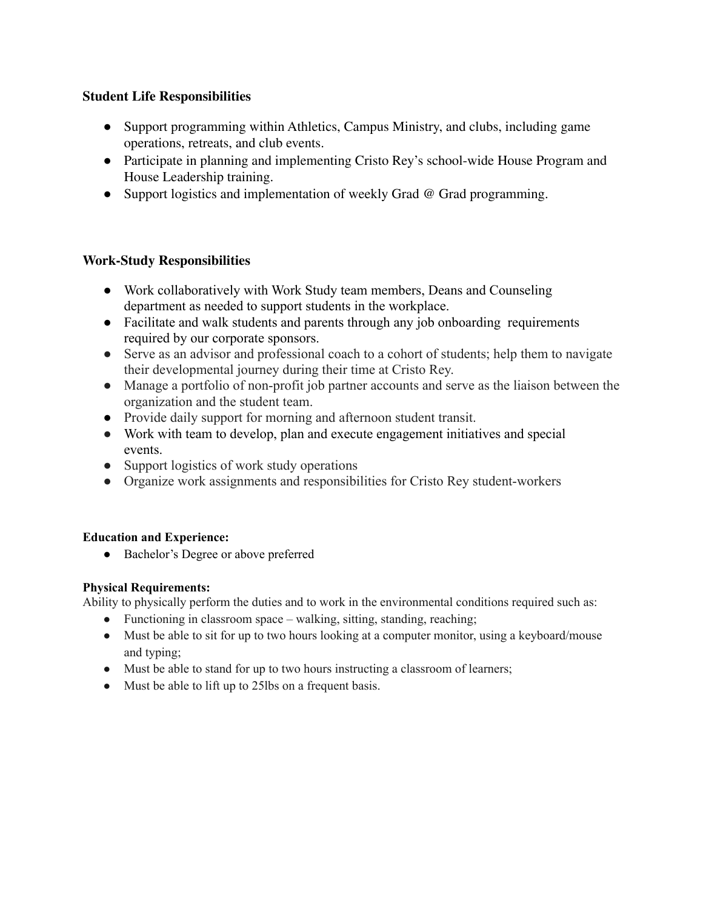### Student Life Responsibilities

- Support programming within Athletics, Campus Ministry, and clubs, including game operations, retreats, and club events.
- Participate in planning and implementing Cristo Rey's school-wide House Program and House Leadership training.
- Support logistics and implementation of weekly Grad @ Grad programming.

### Work-Study Responsibilities

- Work collaboratively with Work Study team members, Deans and Counseling department as needed to support students in the workplace.
- Facilitate and walk students and parents through any job onboarding requirements required by our corporate sponsors.
- Serve as an advisor and professional coach to a cohort of students; help them to navigate their developmental journey during their time at Cristo Rey.
- Manage a portfolio of non-profit job partner accounts and serve as the liaison between the organization and the student team.
- Provide daily support for morning and afternoon student transit.
- Work with team to develop, plan and execute engagement initiatives and special events.
- Support logistics of work study operations
- Organize work assignments and responsibilities for Cristo Rey student-workers

**Education and Experience:**

- Bachelor's Degree or above preferred

**Physical Requirements:**

Ability to physically perform the duties and to work in the environmental conditions required such as:

- Functioning in classroom space – walking, sitting, standing, reaching;
- Must be able to sit for up to two hours looking at a computer monitor, using a keyboard/mouse and typing;
- Must be able to stand for up to two hours instructing a classroom of learners;
- Must be able to lift up to 25lbs on a frequent basis.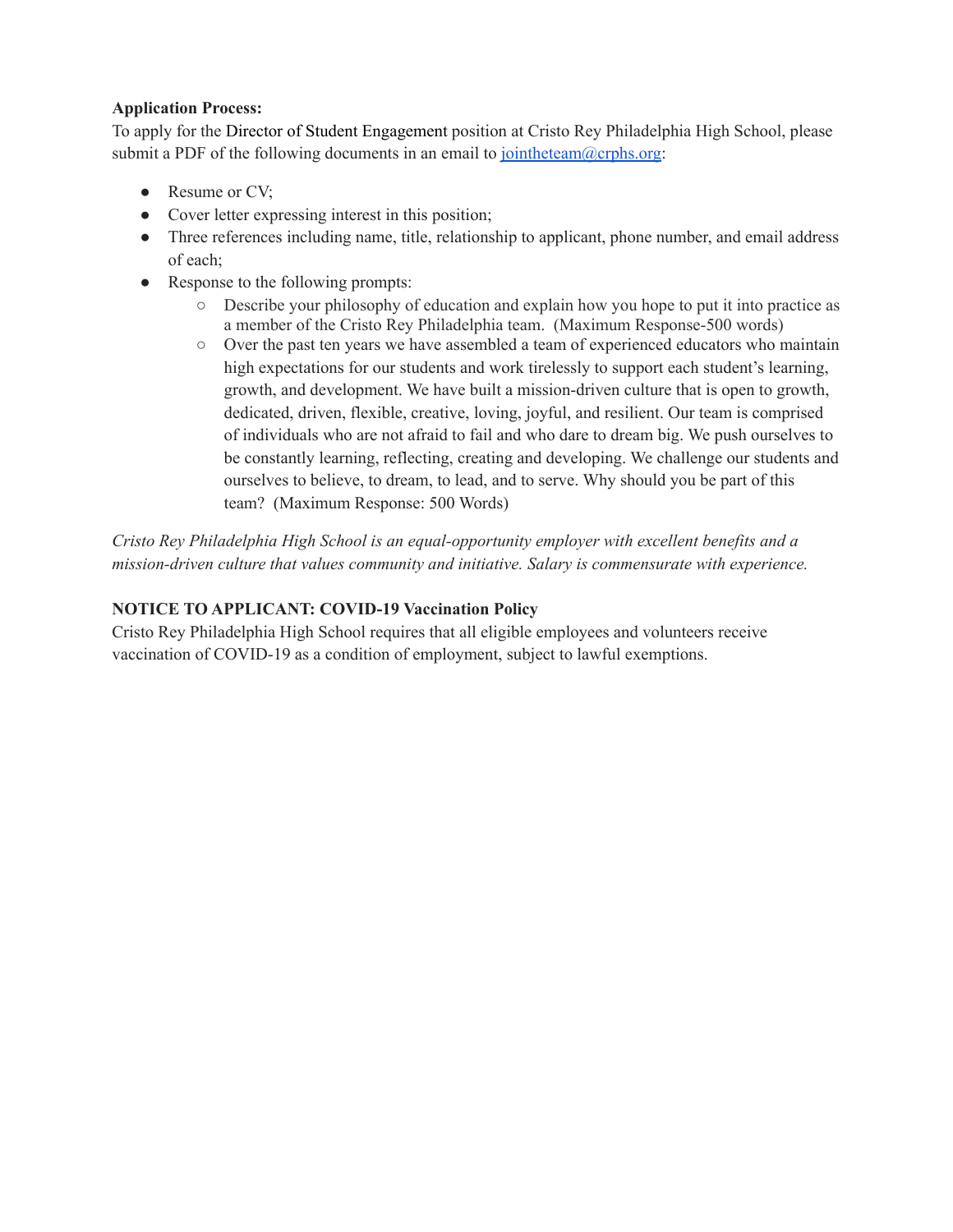**Application Process:**

To apply for the Director of Student Engagement position at Cristo Rey Philadelphia High School, please submit a PDF of the following documents in an email to [jointheteam@crphs.org](mailto:jointheteam@crphs.org):

- Resume or CV;
- Cover letter expressing interest in this position;
- Three references including name, title, relationship to applicant, phone number, and email address of each;
- Response to the following prompts:
  - Describe your philosophy of education and explain how you hope to put it into practice as a member of the Cristo Rey Philadelphia team. (Maximum Response-500 words)
  - Over the past ten years we have assembled a team of experienced educators who maintain high expectations for our students and work tirelessly to support each student's learning, growth, and development. We have built a mission-driven culture that is open to growth, dedicated, driven, flexible, creative, loving, joyful, and resilient. Our team is comprised of individuals who are not afraid to fail and who dare to dream big. We push ourselves to be constantly learning, reflecting, creating and developing. We challenge our students and ourselves to believe, to dream, to lead, and to serve. Why should you be part of this team? (Maximum Response: 500 Words)

*Cristo Rey Philadelphia High School is an equal-opportunity employer with excellent benefits and a mission-driven culture that values community and initiative. Salary is commensurate with experience.*

**NOTICE TO APPLICANT: COVID-19 Vaccination Policy**

Cristo Rey Philadelphia High School requires that all eligible employees and volunteers receive vaccination of COVID-19 as a condition of employment, subject to lawful exemptions.